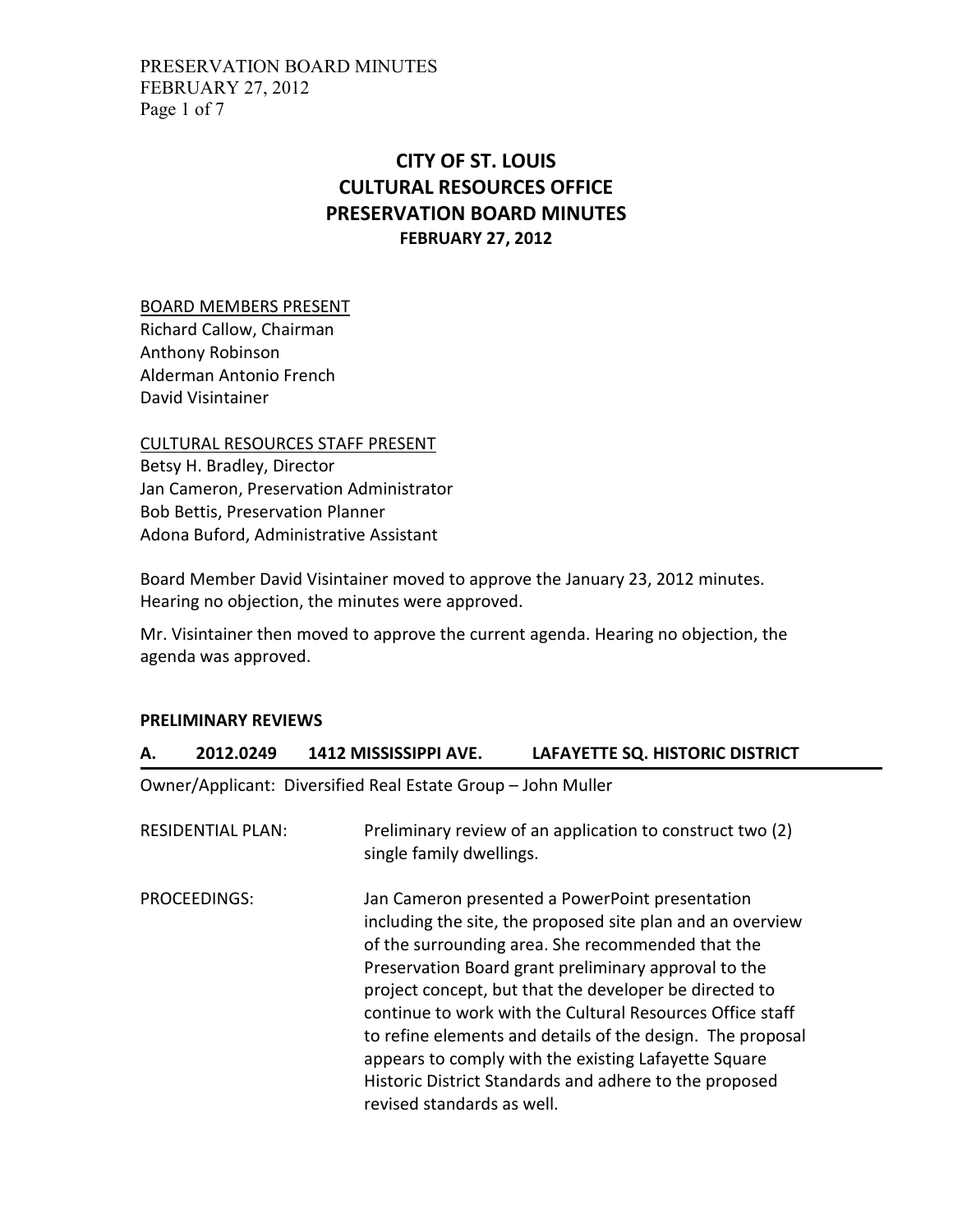# CITY OF ST. LOUIS
# CULTURAL RESOURCES OFFICE
# PRESERVATION BOARD MINUTES
### FEBRUARY 27, 2012

BOARD MEMBERS PRESENT
Richard Callow, Chairman
Anthony Robinson
Alderman Antonio French
David Visintainer

CULTURAL RESOURCES STAFF PRESENT
Betsy H. Bradley, Director
Jan Cameron, Preservation Administrator
Bob Bettis, Preservation Planner
Adona Buford, Administrative Assistant

Board Member David Visintainer moved to approve the January 23, 2012 minutes. Hearing no objection, the minutes were approved.

Mr. Visintainer then moved to approve the current agenda. Hearing no objection, the agenda was approved.

**PRELIMINARY REVIEWS**

**A. 2012.0249 1412 MISSISSIPPI AVE. LAFAYETTE SQ. HISTORIC DISTRICT**

Owner/Applicant: Diversified Real Estate Group – John Muller

RESIDENTIAL PLAN: Preliminary review of an application to construct two (2) single family dwellings.

PROCEEDINGS: Jan Cameron presented a PowerPoint presentation including the site, the proposed site plan and an overview of the surrounding area. She recommended that the Preservation Board grant preliminary approval to the project concept, but that the developer be directed to continue to work with the Cultural Resources Office staff to refine elements and details of the design. The proposal appears to comply with the existing Lafayette Square Historic District Standards and adhere to the proposed revised standards as well.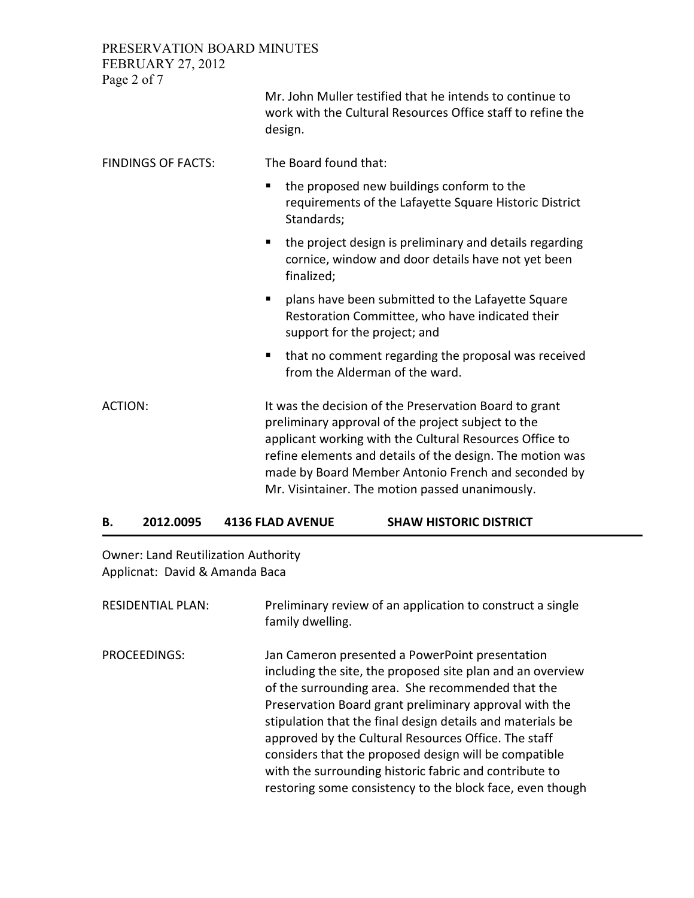Mr. John Muller testified that he intends to continue to work with the Cultural Resources Office staff to refine the design.

FINDINGS OF FACTS: The Board found that:

- the proposed new buildings conform to the requirements of the Lafayette Square Historic District Standards;
- the project design is preliminary and details regarding cornice, window and door details have not yet been finalized;
- plans have been submitted to the Lafayette Square Restoration Committee, who have indicated their support for the project; and
- that no comment regarding the proposal was received from the Alderman of the ward.

ACTION: It was the decision of the Preservation Board to grant preliminary approval of the project subject to the applicant working with the Cultural Resources Office to refine elements and details of the design. The motion was made by Board Member Antonio French and seconded by Mr. Visintainer. The motion passed unanimously.

## B. 2012.0095 4136 FLAD AVENUE SHAW HISTORIC DISTRICT

Owner: Land Reutilization Authority
Applicnat: David & Amanda Baca

RESIDENTIAL PLAN: Preliminary review of an application to construct a single family dwelling.

PROCEEDINGS: Jan Cameron presented a PowerPoint presentation including the site, the proposed site plan and an overview of the surrounding area. She recommended that the Preservation Board grant preliminary approval with the stipulation that the final design details and materials be approved by the Cultural Resources Office. The staff considers that the proposed design will be compatible with the surrounding historic fabric and contribute to restoring some consistency to the block face, even though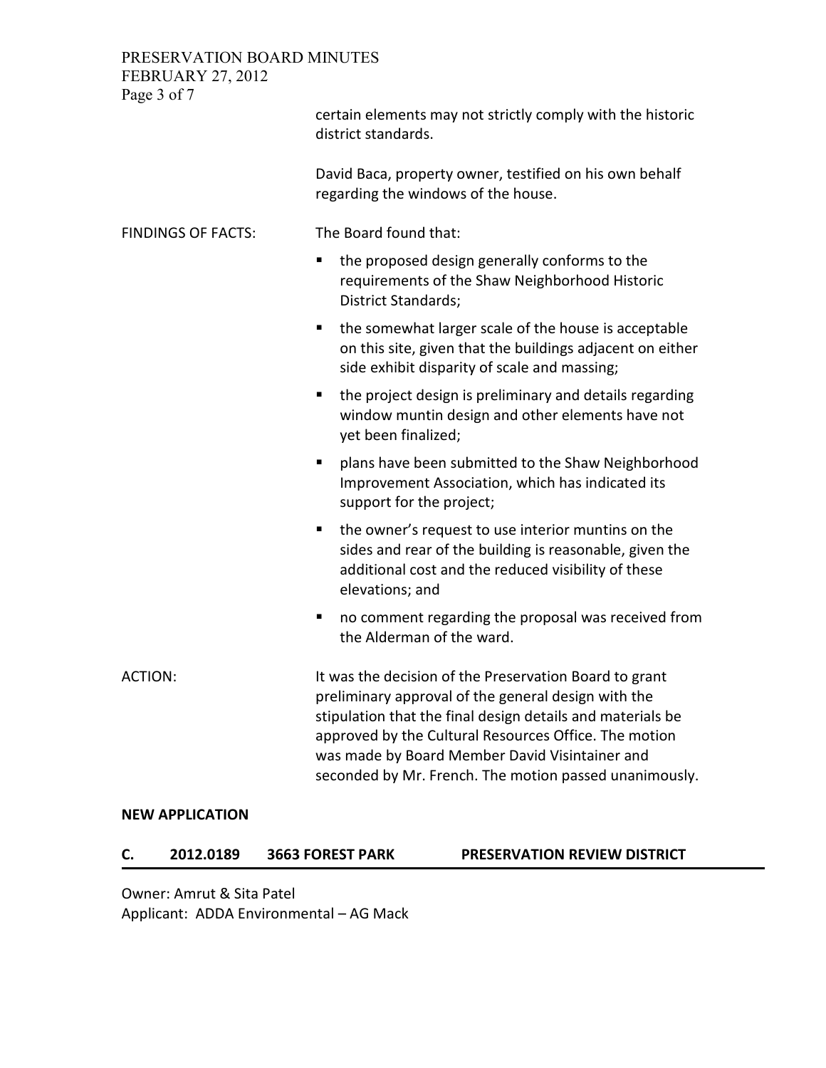certain elements may not strictly comply with the historic district standards.

David Baca, property owner, testified on his own behalf regarding the windows of the house.

FINDINGS OF FACTS: The Board found that:

- the proposed design generally conforms to the requirements of the Shaw Neighborhood Historic District Standards;
- the somewhat larger scale of the house is acceptable on this site, given that the buildings adjacent on either side exhibit disparity of scale and massing;
- the project design is preliminary and details regarding window muntin design and other elements have not yet been finalized;
- plans have been submitted to the Shaw Neighborhood Improvement Association, which has indicated its support for the project;
- the owner's request to use interior muntins on the sides and rear of the building is reasonable, given the additional cost and the reduced visibility of these elevations; and
- no comment regarding the proposal was received from the Alderman of the ward.

ACTION: It was the decision of the Preservation Board to grant preliminary approval of the general design with the stipulation that the final design details and materials be approved by the Cultural Resources Office. The motion was made by Board Member David Visintainer and seconded by Mr. French. The motion passed unanimously.

**NEW APPLICATION**

**C. 2012.0189 3663 FOREST PARK PRESERVATION REVIEW DISTRICT**

Owner: Amrut & Sita Patel
Applicant: ADDA Environmental – AG Mack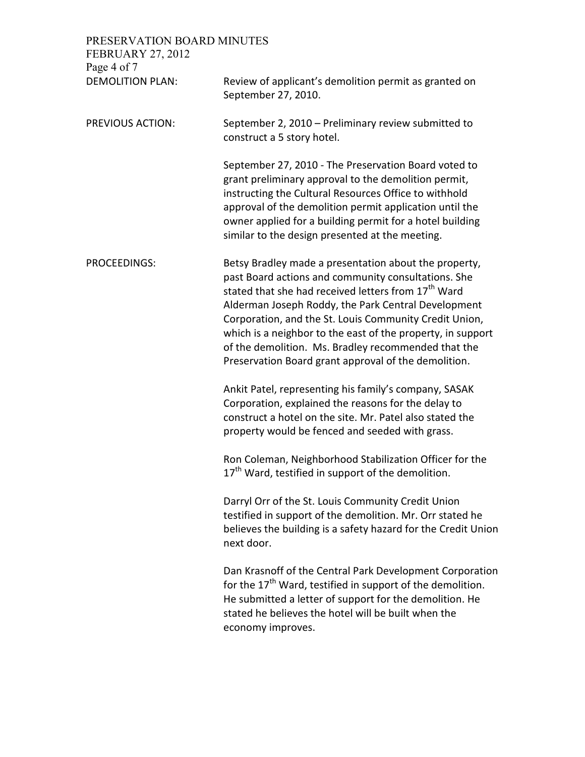**DEMOLITION PLAN:** Review of applicant's demolition permit as granted on September 27, 2010.

**PREVIOUS ACTION:** September 2, 2010 – Preliminary review submitted to construct a 5 story hotel.

September 27, 2010 - The Preservation Board voted to grant preliminary approval to the demolition permit, instructing the Cultural Resources Office to withhold approval of the demolition permit application until the owner applied for a building permit for a hotel building similar to the design presented at the meeting.

**PROCEEDINGS:** Betsy Bradley made a presentation about the property, past Board actions and community consultations. She stated that she had received letters from 17th Ward Alderman Joseph Roddy, the Park Central Development Corporation, and the St. Louis Community Credit Union, which is a neighbor to the east of the property, in support of the demolition. Ms. Bradley recommended that the Preservation Board grant approval of the demolition.

Ankit Patel, representing his family's company, SASAK Corporation, explained the reasons for the delay to construct a hotel on the site. Mr. Patel also stated the property would be fenced and seeded with grass.

Ron Coleman, Neighborhood Stabilization Officer for the 17th Ward, testified in support of the demolition.

Darryl Orr of the St. Louis Community Credit Union testified in support of the demolition. Mr. Orr stated he believes the building is a safety hazard for the Credit Union next door.

Dan Krasnoff of the Central Park Development Corporation for the 17th Ward, testified in support of the demolition. He submitted a letter of support for the demolition. He stated he believes the hotel will be built when the economy improves.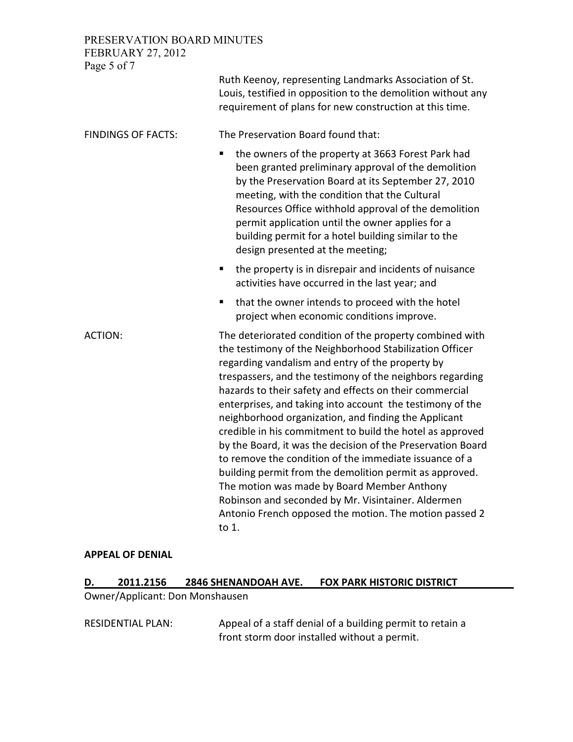Ruth Keenoy, representing Landmarks Association of St. Louis, testified in opposition to the demolition without any requirement of plans for new construction at this time.

FINDINGS OF FACTS: The Preservation Board found that:

- the owners of the property at 3663 Forest Park had been granted preliminary approval of the demolition by the Preservation Board at its September 27, 2010 meeting, with the condition that the Cultural Resources Office withhold approval of the demolition permit application until the owner applies for a building permit for a hotel building similar to the design presented at the meeting;
- the property is in disrepair and incidents of nuisance activities have occurred in the last year; and
- that the owner intends to proceed with the hotel project when economic conditions improve.

ACTION: The deteriorated condition of the property combined with the testimony of the Neighborhood Stabilization Officer regarding vandalism and entry of the property by trespassers, and the testimony of the neighbors regarding hazards to their safety and effects on their commercial enterprises, and taking into account the testimony of the neighborhood organization, and finding the Applicant credible in his commitment to build the hotel as approved by the Board, it was the decision of the Preservation Board to remove the condition of the immediate issuance of a building permit from the demolition permit as approved. The motion was made by Board Member Anthony Robinson and seconded by Mr. Visintainer. Aldermen Antonio French opposed the motion. The motion passed 2 to 1.

**APPEAL OF DENIAL**

**D. 2011.2156 2846 SHENANDOAH AVE. FOX PARK HISTORIC DISTRICT**

Owner/Applicant: Don Monshausen

RESIDENTIAL PLAN: Appeal of a staff denial of a building permit to retain a front storm door installed without a permit.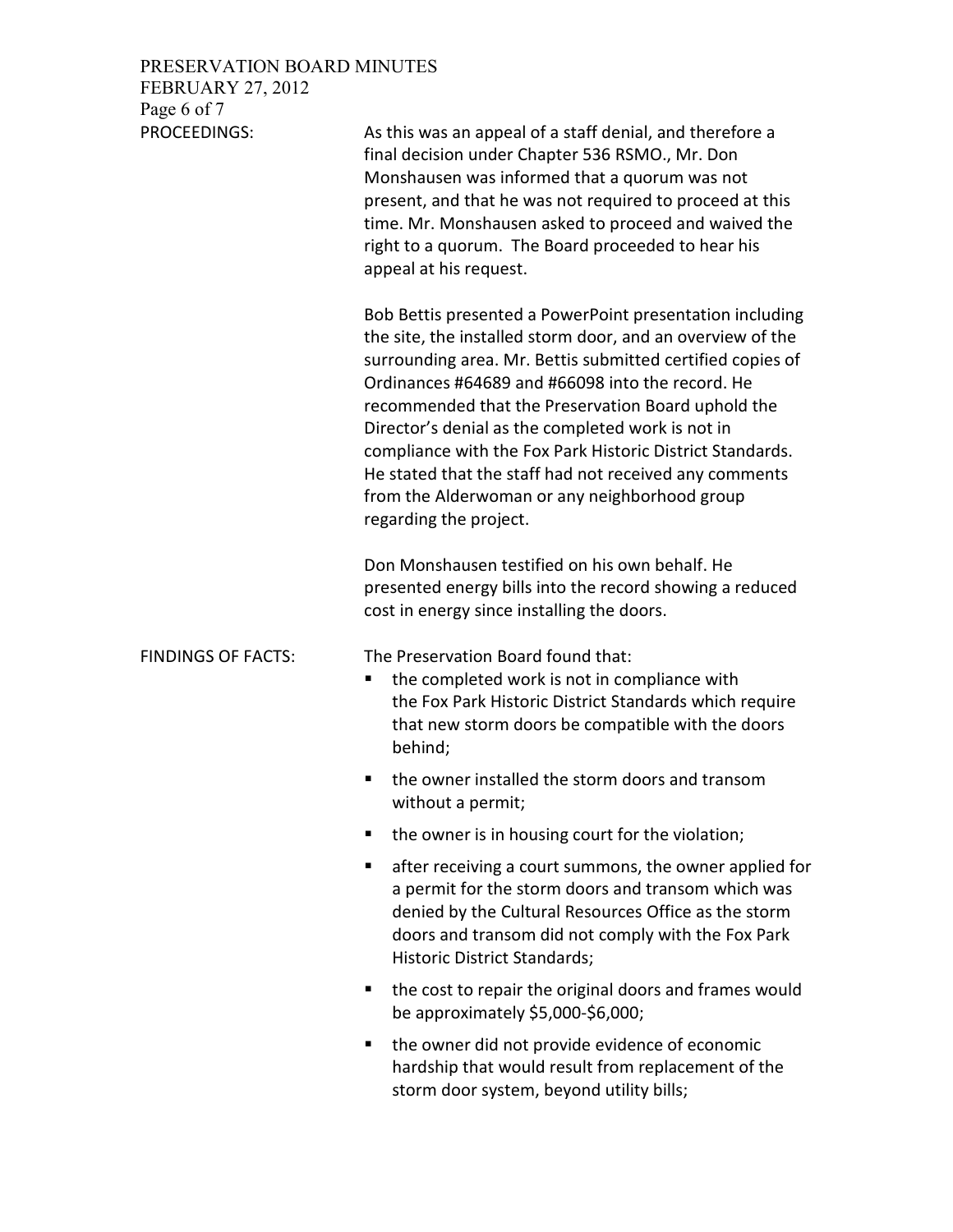PROCEEDINGS:

As this was an appeal of a staff denial, and therefore a final decision under Chapter 536 RSMO., Mr. Don Monshausen was informed that a quorum was not present, and that he was not required to proceed at this time. Mr. Monshausen asked to proceed and waived the right to a quorum. The Board proceeded to hear his appeal at his request.

Bob Bettis presented a PowerPoint presentation including the site, the installed storm door, and an overview of the surrounding area. Mr. Bettis submitted certified copies of Ordinances #64689 and #66098 into the record. He recommended that the Preservation Board uphold the Director's denial as the completed work is not in compliance with the Fox Park Historic District Standards. He stated that the staff had not received any comments from the Alderwoman or any neighborhood group regarding the project.

Don Monshausen testified on his own behalf. He presented energy bills into the record showing a reduced cost in energy since installing the doors.

FINDINGS OF FACTS:

The Preservation Board found that:

- the completed work is not in compliance with the Fox Park Historic District Standards which require that new storm doors be compatible with the doors behind;
- the owner installed the storm doors and transom without a permit;
- the owner is in housing court for the violation;
- after receiving a court summons, the owner applied for a permit for the storm doors and transom which was denied by the Cultural Resources Office as the storm doors and transom did not comply with the Fox Park Historic District Standards;
- the cost to repair the original doors and frames would be approximately $5,000-$6,000;
- the owner did not provide evidence of economic hardship that would result from replacement of the storm door system, beyond utility bills;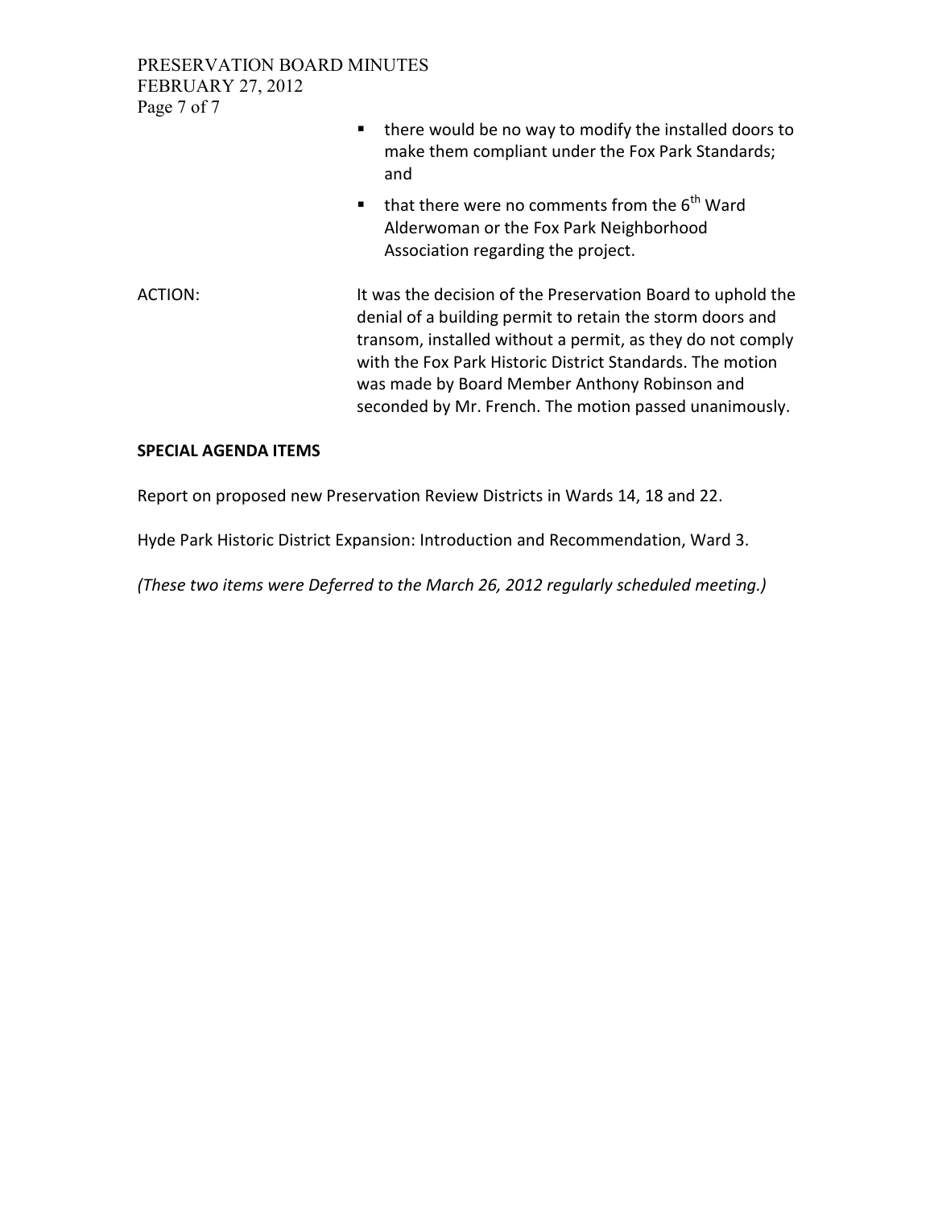- there would be no way to modify the installed doors to make them compliant under the Fox Park Standards; and
- that there were no comments from the 6th Ward Alderwoman or the Fox Park Neighborhood Association regarding the project.

ACTION: It was the decision of the Preservation Board to uphold the denial of a building permit to retain the storm doors and transom, installed without a permit, as they do not comply with the Fox Park Historic District Standards. The motion was made by Board Member Anthony Robinson and seconded by Mr. French. The motion passed unanimously.

**SPECIAL AGENDA ITEMS**

Report on proposed new Preservation Review Districts in Wards 14, 18 and 22.

Hyde Park Historic District Expansion: Introduction and Recommendation, Ward 3.

*(These two items were Deferred to the March 26, 2012 regularly scheduled meeting.)*